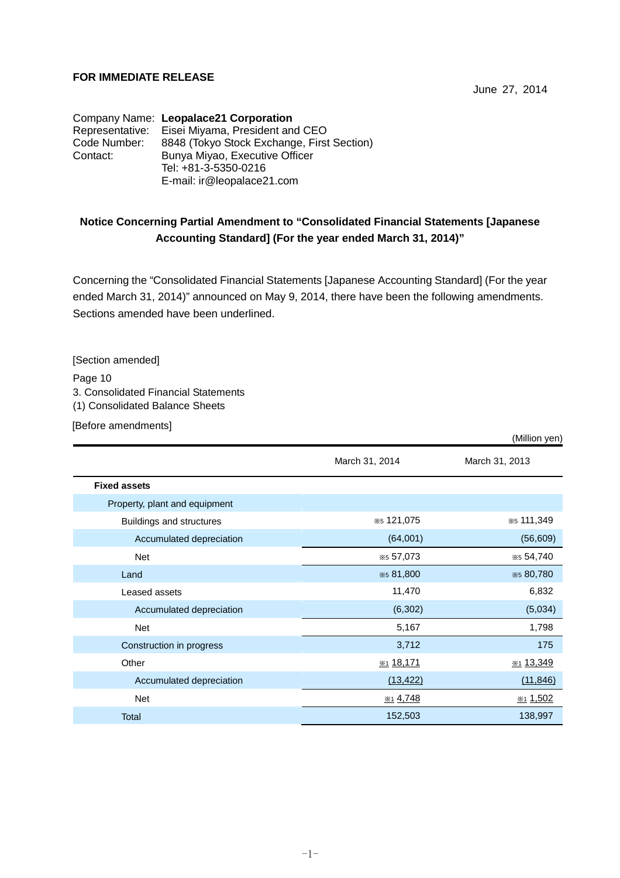**FOR IMMEDIATE RELEASE**

June 27, 2014

Company Name: **Leopalace21 Corporation**
Representative: Eisei Miyama, President and CEO
Code Number: 8848 (Tokyo Stock Exchange, First Section)
Contact: Bunya Miyao, Executive Officer
Tel: +81-3-5350-0216
E-mail: ir@leopalace21.com

## Notice Concerning Partial Amendment to "Consolidated Financial Statements [Japanese Accounting Standard] (For the year ended March 31, 2014)"

Concerning the "Consolidated Financial Statements [Japanese Accounting Standard] (For the year ended March 31, 2014)" announced on May 9, 2014, there have been the following amendments. Sections amended have been underlined.

[Section amended]

Page 10
3. Consolidated Financial Statements
(1) Consolidated Balance Sheets

[Before amendments]

(Million yen)

| | March 31, 2014 | March 31, 2013 |
|---|---|---|
| **Fixed assets** | | |
| Property, plant and equipment | | |
| Buildings and structures | ※5 121,075 | ※5 111,349 |
| Accumulated depreciation | (64,001) | (56,609) |
| Net | ※5 57,073 | ※5 54,740 |
| Land | ※5 81,800 | ※5 80,780 |
| Leased assets | 11,470 | 6,832 |
| Accumulated depreciation | (6,302) | (5,034) |
| Net | 5,167 | 1,798 |
| Construction in progress | 3,712 | 175 |
| Other | ※1 <u>18,171</u> | ※1 <u>13,349</u> |
| Accumulated depreciation | <u>(13,422)</u> | <u>(11,846)</u> |
| Net | ※1 <u>4,748</u> | ※1 <u>1,502</u> |
| Total | 152,503 | 138,997 |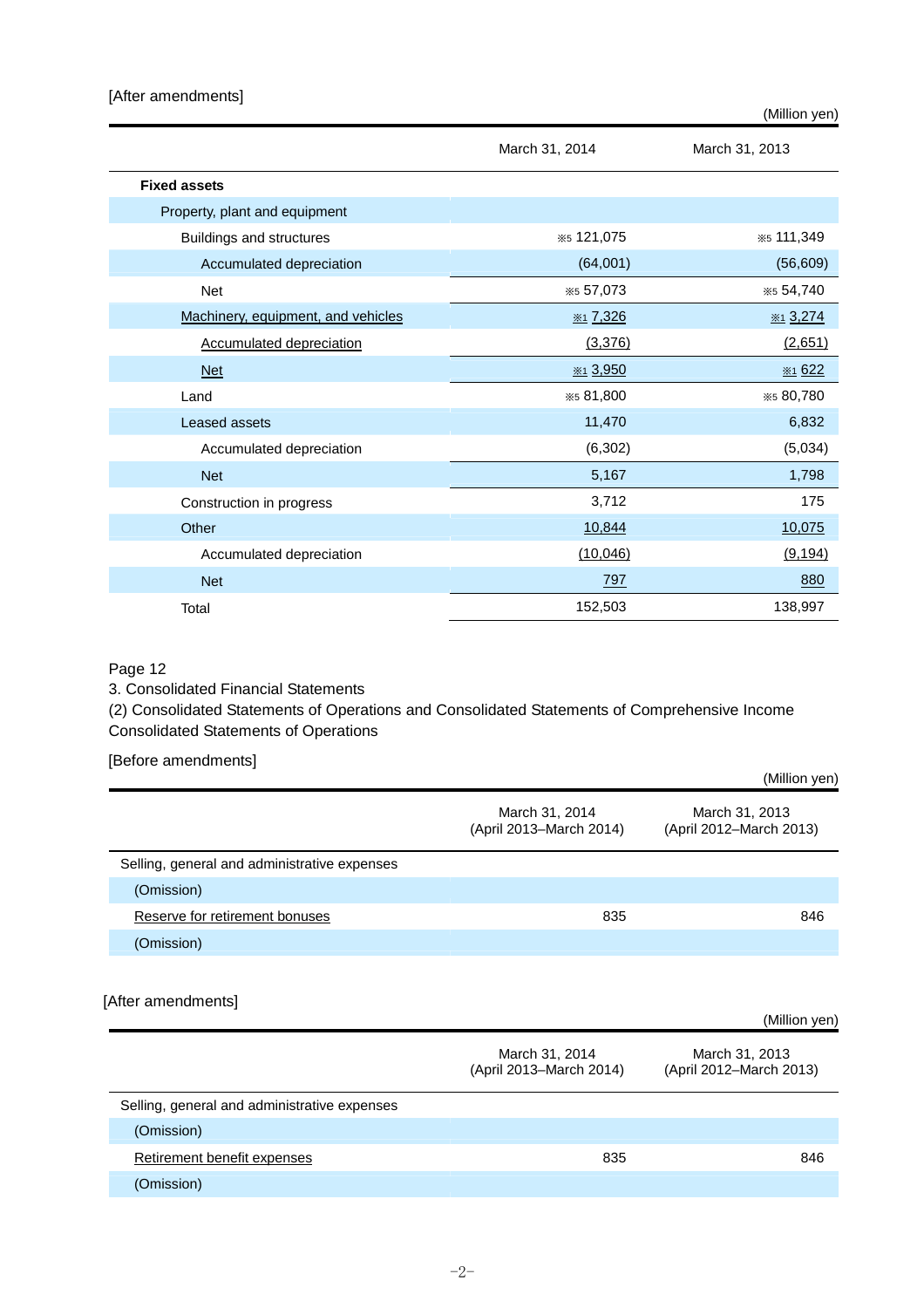[After amendments]

(Million yen)

| | March 31, 2014 | March 31, 2013 |
|---|---|---|
| **Fixed assets** | | |
| Property, plant and equipment | | |
| Buildings and structures | ※5 121,075 | ※5 111,349 |
| Accumulated depreciation | (64,001) | (56,609) |
| Net | ※5 57,073 | ※5 54,740 |
| Machinery, equipment, and vehicles | ※1 7,326 | ※1 3,274 |
| Accumulated depreciation | (3,376) | (2,651) |
| Net | ※1 3,950 | ※1 622 |
| Land | ※5 81,800 | ※5 80,780 |
| Leased assets | 11,470 | 6,832 |
| Accumulated depreciation | (6,302) | (5,034) |
| Net | 5,167 | 1,798 |
| Construction in progress | 3,712 | 175 |
| Other | 10,844 | 10,075 |
| Accumulated depreciation | (10,046) | (9,194) |
| Net | 797 | 880 |
| Total | 152,503 | 138,997 |

Page 12

3. Consolidated Financial Statements

(2) Consolidated Statements of Operations and Consolidated Statements of Comprehensive Income

Consolidated Statements of Operations

[Before amendments]

(Million yen)

| | March 31, 2014 (April 2013–March 2014) | March 31, 2013 (April 2012–March 2013) |
|---|---|---|
| Selling, general and administrative expenses | | |
| (Omission) | | |
| Reserve for retirement bonuses | 835 | 846 |
| (Omission) | | |

[After amendments]

(Million yen)

| | March 31, 2014 (April 2013–March 2014) | March 31, 2013 (April 2012–March 2013) |
|---|---|---|
| Selling, general and administrative expenses | | |
| (Omission) | | |
| Retirement benefit expenses | 835 | 846 |
| (Omission) | | |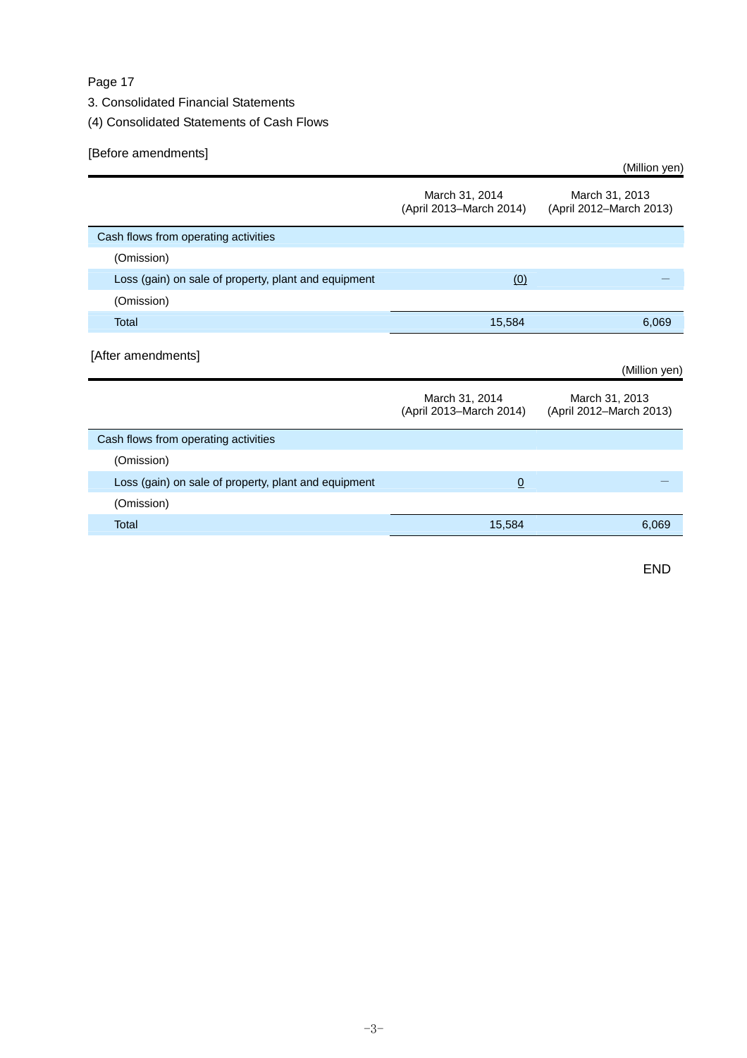Page 17

3. Consolidated Financial Statements

(4) Consolidated Statements of Cash Flows

[Before amendments]

(Million yen)

| | March 31, 2014 (April 2013–March 2014) | March 31, 2013 (April 2012–March 2013) |
|---|---|---|
| Cash flows from operating activities | | |
| (Omission) | | |
| Loss (gain) on sale of property, plant and equipment | (0) | — |
| (Omission) | | |
| Total | 15,584 | 6,069 |

[After amendments]

(Million yen)

| | March 31, 2014 (April 2013–March 2014) | March 31, 2013 (April 2012–March 2013) |
|---|---|---|
| Cash flows from operating activities | | |
| (Omission) | | |
| Loss (gain) on sale of property, plant and equipment | 0 | — |
| (Omission) | | |
| Total | 15,584 | 6,069 |

END